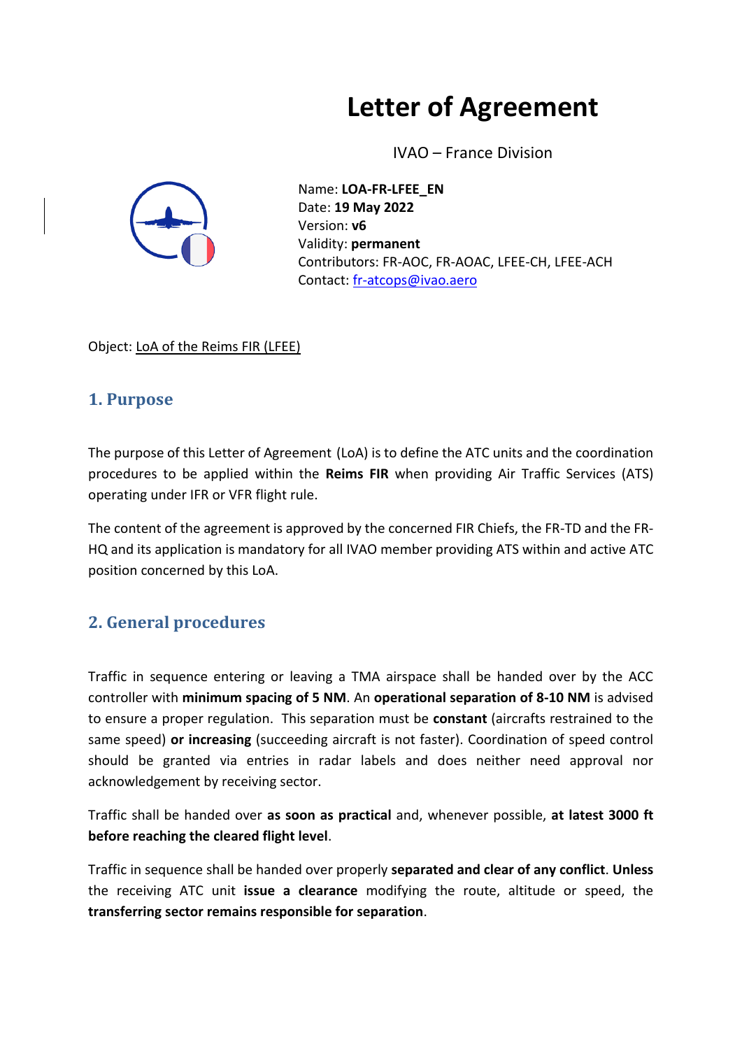# Letter of Agreement

IVAO – France Division

Name: **LOA-FR-LFEE_EN**
Date: **19 May 2022**
Version: **v6**
Validity: **permanent**
Contributors: FR-AOC, FR-AOAC, LFEE-CH, LFEE-ACH
Contact: fr-atcops@ivao.aero

Object: LoA of the Reims FIR (LFEE)

## 1. Purpose

The purpose of this Letter of Agreement (LoA) is to define the ATC units and the coordination procedures to be applied within the **Reims FIR** when providing Air Traffic Services (ATS) operating under IFR or VFR flight rule.

The content of the agreement is approved by the concerned FIR Chiefs, the FR-TD and the FR-HQ and its application is mandatory for all IVAO member providing ATS within and active ATC position concerned by this LoA.

## 2. General procedures

Traffic in sequence entering or leaving a TMA airspace shall be handed over by the ACC controller with **minimum spacing of 5 NM**. An **operational separation of 8-10 NM** is advised to ensure a proper regulation. This separation must be **constant** (aircrafts restrained to the same speed) **or increasing** (succeeding aircraft is not faster). Coordination of speed control should be granted via entries in radar labels and does neither need approval nor acknowledgement by receiving sector.

Traffic shall be handed over **as soon as practical** and, whenever possible, **at latest 3000 ft before reaching the cleared flight level**.

Traffic in sequence shall be handed over properly **separated and clear of any conflict**. **Unless** the receiving ATC unit **issue a clearance** modifying the route, altitude or speed, the **transferring sector remains responsible for separation**.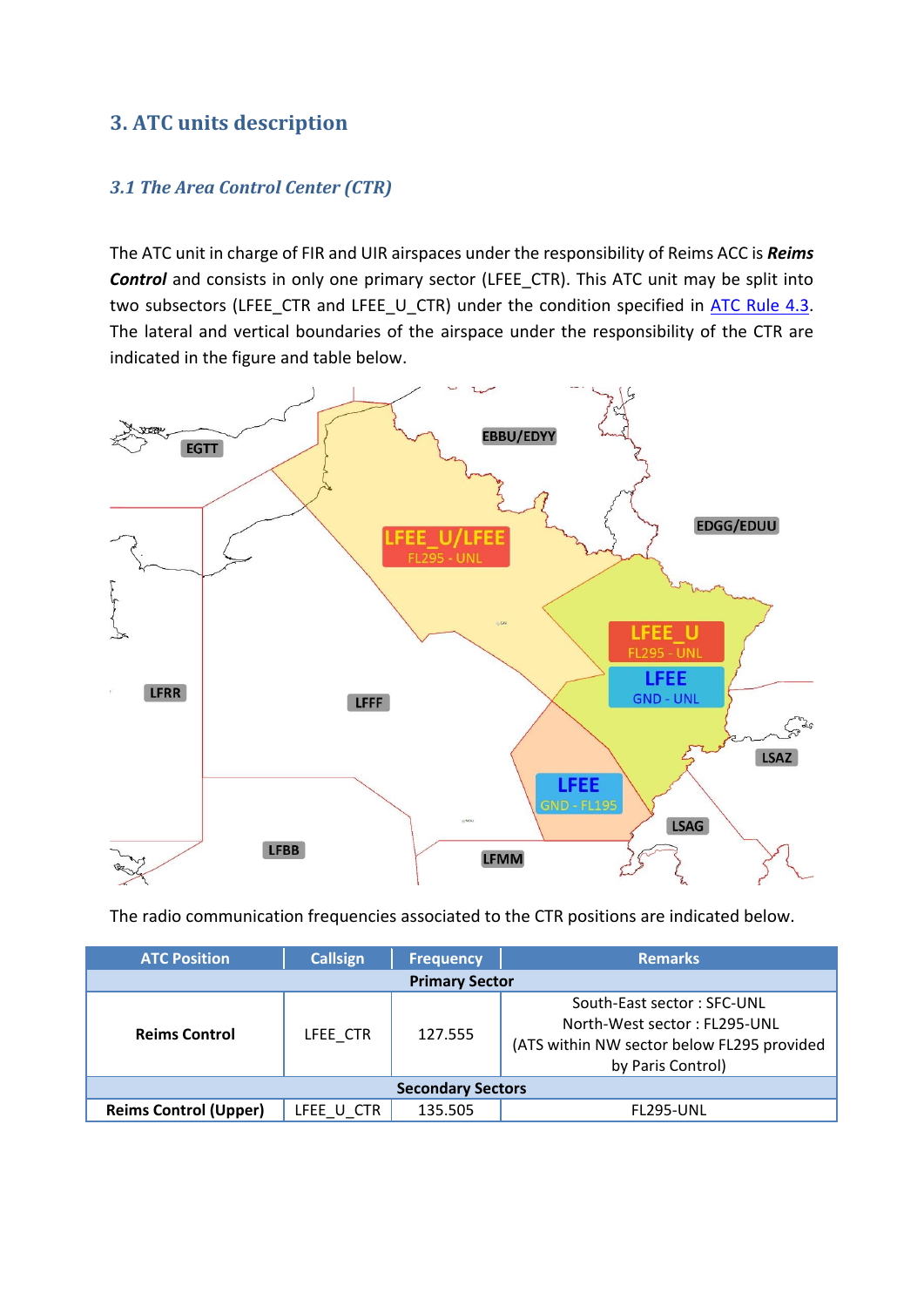## 3. ATC units description

### *3.1 The Area Control Center (CTR)*

The ATC unit in charge of FIR and UIR airspaces under the responsibility of Reims ACC is ***Reims Control*** and consists in only one primary sector (LFEE_CTR). This ATC unit may be split into two subsectors (LFEE_CTR and LFEE_U_CTR) under the condition specified in ATC Rule 4.3. The lateral and vertical boundaries of the airspace under the responsibility of the CTR are indicated in the figure and table below.

The radio communication frequencies associated to the CTR positions are indicated below.

| ATC Position | Callsign | Frequency | Remarks |
|---|---|---|---|
| **Primary Sector** | | | |
| **Reims Control** | LFEE_CTR | 127.555 | South-East sector : SFC-UNL<br>North-West sector : FL295-UNL<br>(ATS within NW sector below FL295 provided by Paris Control) |
| **Secondary Sectors** | | | |
| **Reims Control (Upper)** | LFEE_U_CTR | 135.505 | FL295-UNL |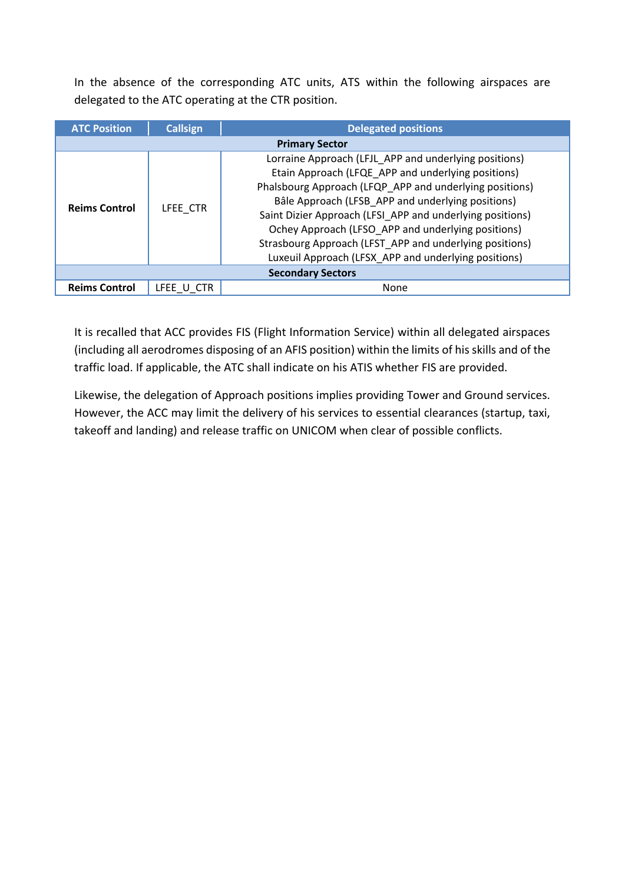In the absence of the corresponding ATC units, ATS within the following airspaces are delegated to the ATC operating at the CTR position.

| ATC Position | Callsign | Delegated positions |
|---|---|---|
| **Primary Sector** | | |
| **Reims Control** | LFEE_CTR | Lorraine Approach (LFJL_APP and underlying positions)<br>Etain Approach (LFQE_APP and underlying positions)<br>Phalsbourg Approach (LFQP_APP and underlying positions)<br>Bâle Approach (LFSB_APP and underlying positions)<br>Saint Dizier Approach (LFSI_APP and underlying positions)<br>Ochey Approach (LFSO_APP and underlying positions)<br>Strasbourg Approach (LFST_APP and underlying positions)<br>Luxeuil Approach (LFSX_APP and underlying positions) |
| **Secondary Sectors** | | |
| **Reims Control** | LFEE_U_CTR | None |

It is recalled that ACC provides FIS (Flight Information Service) within all delegated airspaces (including all aerodromes disposing of an AFIS position) within the limits of his skills and of the traffic load. If applicable, the ATC shall indicate on his ATIS whether FIS are provided.

Likewise, the delegation of Approach positions implies providing Tower and Ground services. However, the ACC may limit the delivery of his services to essential clearances (startup, taxi, takeoff and landing) and release traffic on UNICOM when clear of possible conflicts.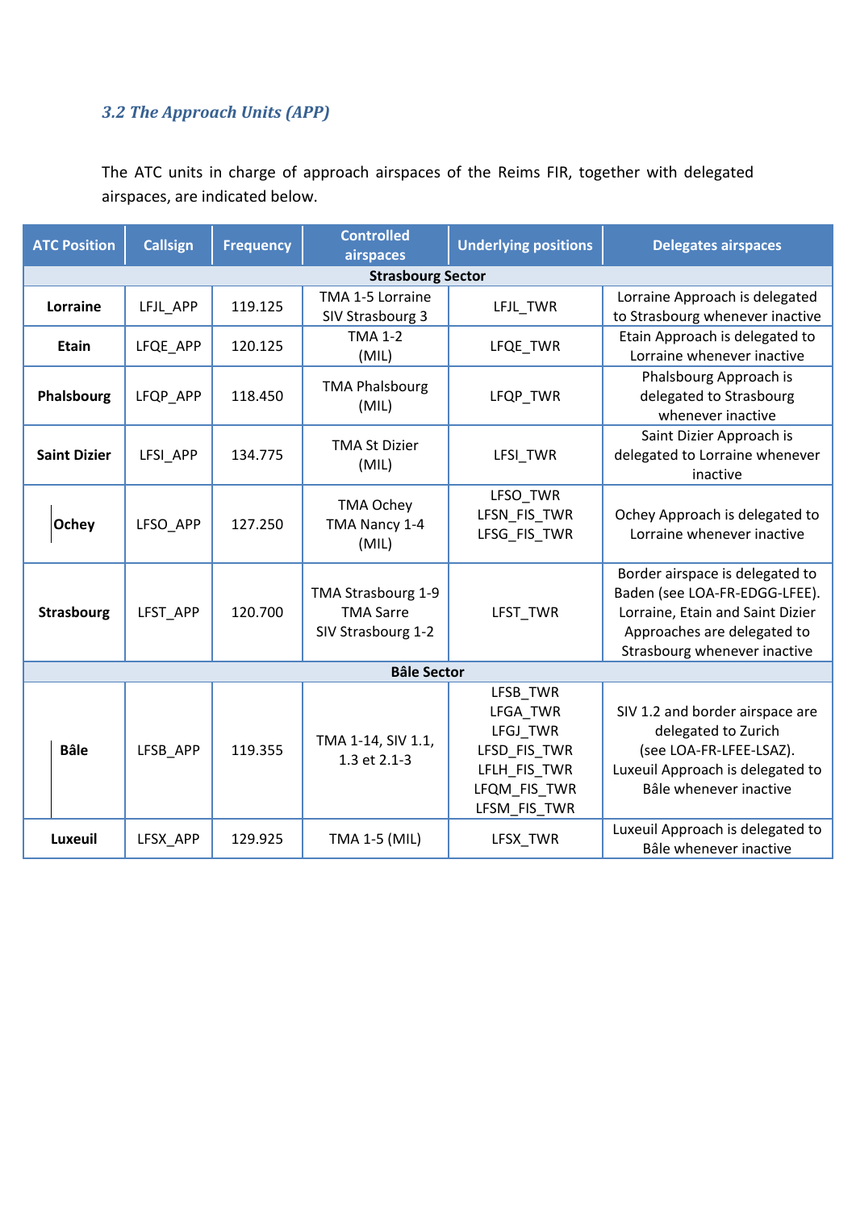### *3.2 The Approach Units (APP)*

The ATC units in charge of approach airspaces of the Reims FIR, together with delegated airspaces, are indicated below.

| ATC Position | Callsign | Frequency | Controlled airspaces | Underlying positions | Delegates airspaces |
|---|---|---|---|---|---|
| **Strasbourg Sector** | | | | | |
| **Lorraine** | LFJL_APP | 119.125 | TMA 1-5 Lorraine<br>SIV Strasbourg 3 | LFJL_TWR | Lorraine Approach is delegated to Strasbourg whenever inactive |
| **Etain** | LFQE_APP | 120.125 | TMA 1-2<br>(MIL) | LFQE_TWR | Etain Approach is delegated to Lorraine whenever inactive |
| **Phalsbourg** | LFQP_APP | 118.450 | TMA Phalsbourg<br>(MIL) | LFQP_TWR | Phalsbourg Approach is delegated to Strasbourg whenever inactive |
| **Saint Dizier** | LFSI_APP | 134.775 | TMA St Dizier<br>(MIL) | LFSI_TWR | Saint Dizier Approach is delegated to Lorraine whenever inactive |
| **Ochey** | LFSO_APP | 127.250 | TMA Ochey<br>TMA Nancy 1-4<br>(MIL) | LFSO_TWR<br>LFSN_FIS_TWR<br>LFSG_FIS_TWR | Ochey Approach is delegated to Lorraine whenever inactive |
| **Strasbourg** | LFST_APP | 120.700 | TMA Strasbourg 1-9<br>TMA Sarre<br>SIV Strasbourg 1-2 | LFST_TWR | Border airspace is delegated to Baden (see LOA-FR-EDGG-LFEE). Lorraine, Etain and Saint Dizier Approaches are delegated to Strasbourg whenever inactive |
| **Bâle Sector** | | | | | |
| **Bâle** | LFSB_APP | 119.355 | TMA 1-14, SIV 1.1, 1.3 et 2.1-3 | LFSB_TWR<br>LFGA_TWR<br>LFGJ_TWR<br>LFSD_FIS_TWR<br>LFLH_FIS_TWR<br>LFQM_FIS_TWR<br>LFSM_FIS_TWR | SIV 1.2 and border airspace are delegated to Zurich (see LOA-FR-LFEE-LSAZ). Luxeuil Approach is delegated to Bâle whenever inactive |
| **Luxeuil** | LFSX_APP | 129.925 | TMA 1-5 (MIL) | LFSX_TWR | Luxeuil Approach is delegated to Bâle whenever inactive |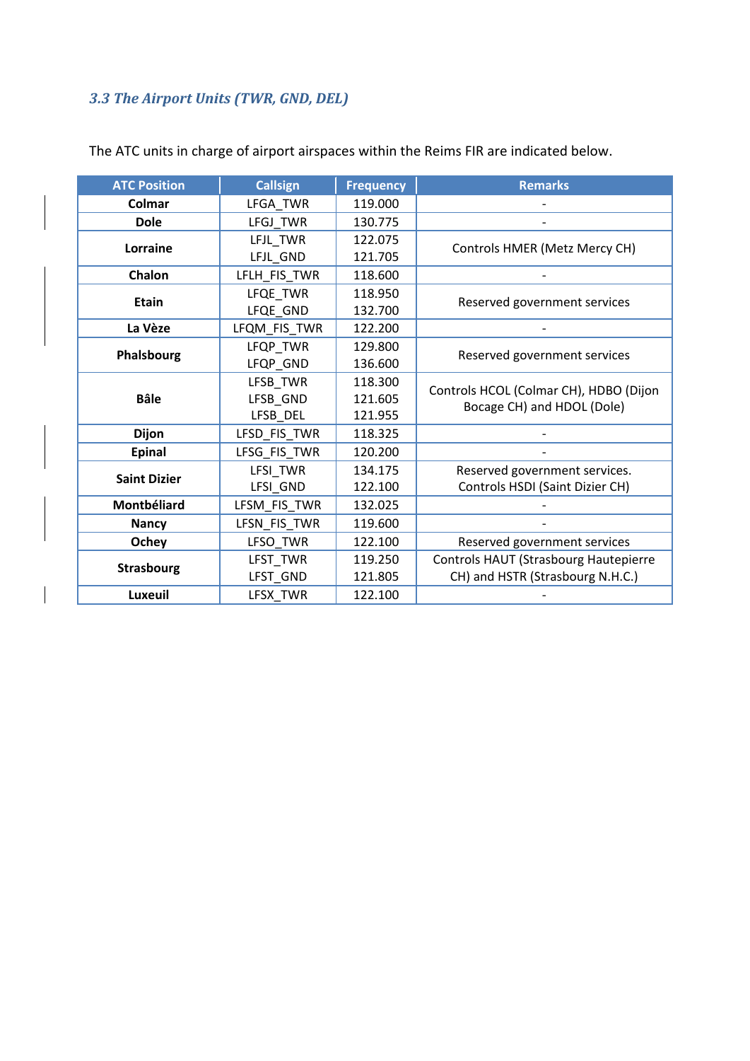### *3.3 The Airport Units (TWR, GND, DEL)*

The ATC units in charge of airport airspaces within the Reims FIR are indicated below.

| ATC Position | Callsign | Frequency | Remarks |
|---|---|---|---|
| **Colmar** | LFGA_TWR | 119.000 | - |
| **Dole** | LFGJ_TWR | 130.775 | - |
| **Lorraine** | LFJL_TWR<br>LFJL_GND | 122.075<br>121.705 | Controls HMER (Metz Mercy CH) |
| **Chalon** | LFLH_FIS_TWR | 118.600 | - |
| **Etain** | LFQE_TWR<br>LFQE_GND | 118.950<br>132.700 | Reserved government services |
| **La Vèze** | LFQM_FIS_TWR | 122.200 | - |
| **Phalsbourg** | LFQP_TWR<br>LFQP_GND | 129.800<br>136.600 | Reserved government services |
| **Bâle** | LFSB_TWR<br>LFSB_GND<br>LFSB_DEL | 118.300<br>121.605<br>121.955 | Controls HCOL (Colmar CH), HDBO (Dijon Bocage CH) and HDOL (Dole) |
| **Dijon** | LFSD_FIS_TWR | 118.325 | - |
| **Epinal** | LFSG_FIS_TWR | 120.200 | - |
| **Saint Dizier** | LFSI_TWR<br>LFSI_GND | 134.175<br>122.100 | Reserved government services.<br>Controls HSDI (Saint Dizier CH) |
| **Montbéliard** | LFSM_FIS_TWR | 132.025 | - |
| **Nancy** | LFSN_FIS_TWR | 119.600 | - |
| **Ochey** | LFSO_TWR | 122.100 | Reserved government services |
| **Strasbourg** | LFST_TWR<br>LFST_GND | 119.250<br>121.805 | Controls HAUT (Strasbourg Hautepierre CH) and HSTR (Strasbourg N.H.C.) |
| **Luxeuil** | LFSX_TWR | 122.100 | - |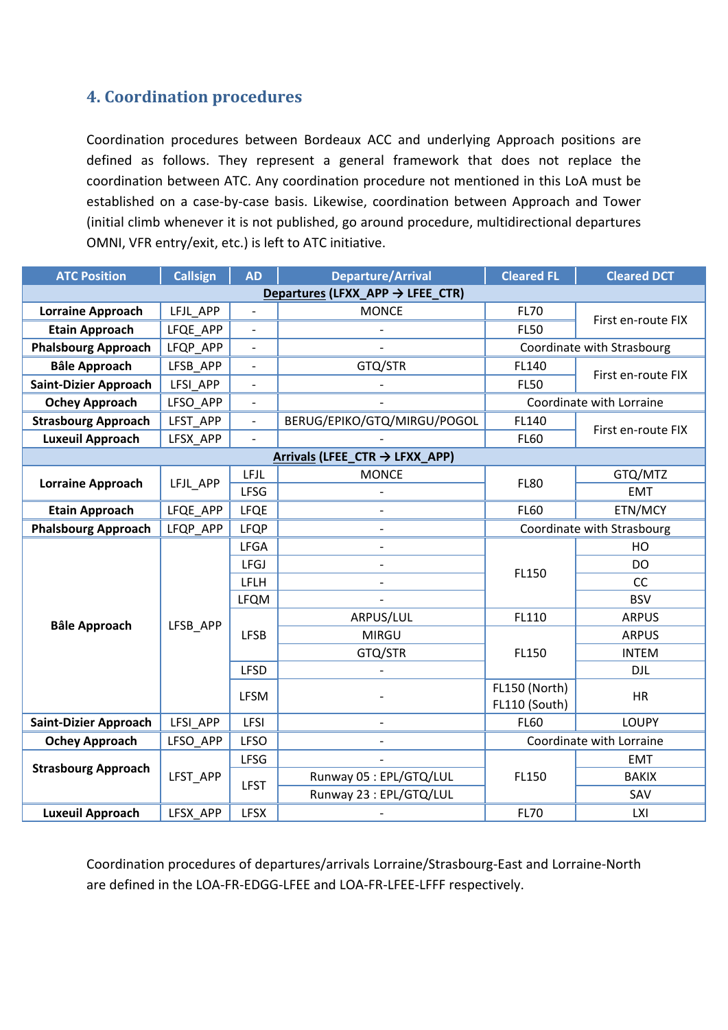## 4. Coordination procedures

Coordination procedures between Bordeaux ACC and underlying Approach positions are defined as follows. They represent a general framework that does not replace the coordination between ATC. Any coordination procedure not mentioned in this LoA must be established on a case-by-case basis. Likewise, coordination between Approach and Tower (initial climb whenever it is not published, go around procedure, multidirectional departures OMNI, VFR entry/exit, etc.) is left to ATC initiative.

| ATC Position | Callsign | AD | Departure/Arrival | Cleared FL | Cleared DCT |
|---|---|---|---|---|---|
| **Departures (LFXX_APP → LFEE_CTR)** | | | | | |
| **Lorraine Approach** | LFJL_APP | - | MONCE | FL70 | First en-route FIX |
| **Etain Approach** | LFQE_APP | - | - | FL50 | First en-route FIX |
| **Phalsbourg Approach** | LFQP_APP | - | - | Coordinate with Strasbourg | |
| **Bâle Approach** | LFSB_APP | - | GTQ/STR | FL140 | First en-route FIX |
| **Saint-Dizier Approach** | LFSI_APP | - | - | FL50 | First en-route FIX |
| **Ochey Approach** | LFSO_APP | - | - | Coordinate with Lorraine | |
| **Strasbourg Approach** | LFST_APP | - | BERUG/EPIKO/GTQ/MIRGU/POGOL | FL140 | First en-route FIX |
| **Luxeuil Approach** | LFSX_APP | - | - | FL60 | First en-route FIX |
| **Arrivals (LFEE_CTR → LFXX_APP)** | | | | | |
| **Lorraine Approach** | LFJL_APP | LFJL | MONCE | FL80 | GTQ/MTZ |
| **Lorraine Approach** | LFJL_APP | LFSG | - | FL80 | EMT |
| **Etain Approach** | LFQE_APP | LFQE | - | FL60 | ETN/MCY |
| **Phalsbourg Approach** | LFQP_APP | LFQP | - | Coordinate with Strasbourg | |
| **Bâle Approach** | LFSB_APP | LFGA | - | FL150 | HO |
| **Bâle Approach** | LFSB_APP | LFGJ | - | FL150 | DO |
| **Bâle Approach** | LFSB_APP | LFLH | - | FL150 | CC |
| **Bâle Approach** | LFSB_APP | LFQM | - | FL150 | BSV |
| **Bâle Approach** | LFSB_APP | LFSB | ARPUS/LUL | FL110 | ARPUS |
| **Bâle Approach** | LFSB_APP | LFSB | MIRGU | FL150 | ARPUS |
| **Bâle Approach** | LFSB_APP | LFSB | GTQ/STR | FL150 | INTEM |
| **Bâle Approach** | LFSB_APP | LFSD | - | FL150 | DJL |
| **Bâle Approach** | LFSB_APP | LFSM | - | FL150 (North) FL110 (South) | HR |
| **Saint-Dizier Approach** | LFSI_APP | LFSI | - | FL60 | LOUPY |
| **Ochey Approach** | LFSO_APP | LFSO | - | Coordinate with Lorraine | |
| **Strasbourg Approach** | LFST_APP | LFSG | - | FL150 | EMT |
| **Strasbourg Approach** | LFST_APP | LFST | Runway 05 : EPL/GTQ/LUL | FL150 | BAKIX |
| **Strasbourg Approach** | LFST_APP | LFST | Runway 23 : EPL/GTQ/LUL | FL150 | SAV |
| **Luxeuil Approach** | LFSX_APP | LFSX | - | FL70 | LXI |

Coordination procedures of departures/arrivals Lorraine/Strasbourg-East and Lorraine-North are defined in the LOA-FR-EDGG-LFEE and LOA-FR-LFEE-LFFF respectively.